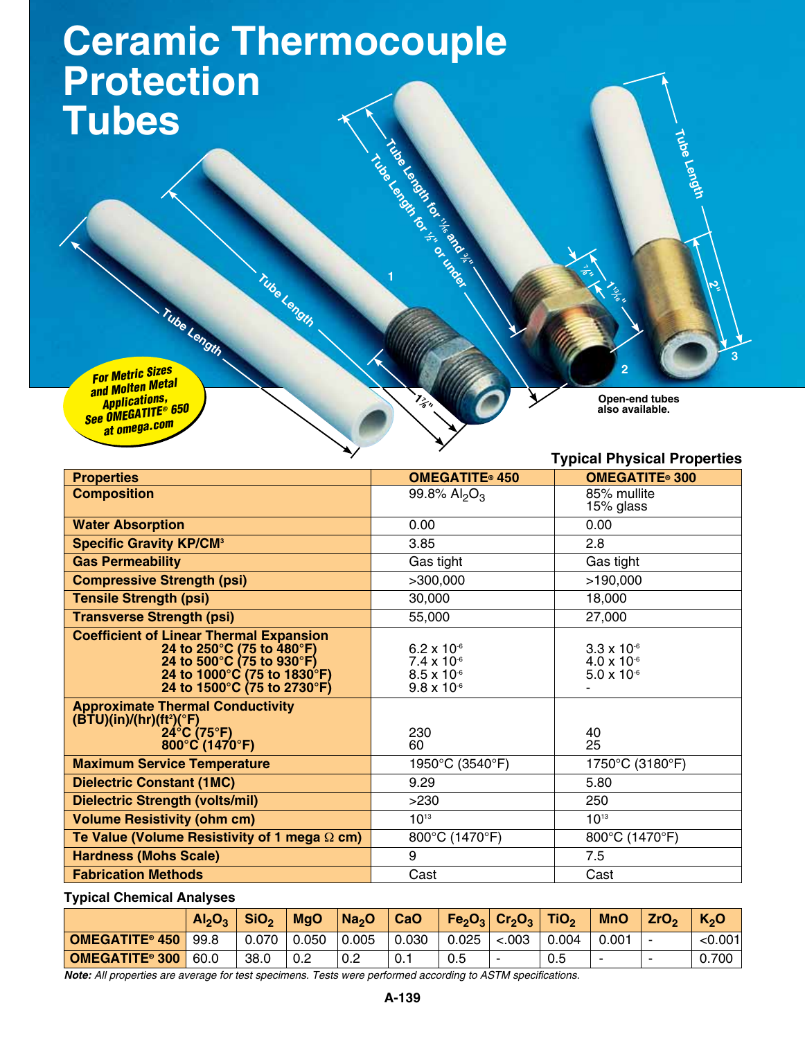# Ceramic Thermocouple Protection Tubes

For Metric Sizes and Molten Metal Applications, See OMEGATITE® 650 at omega.com

Tube Length

Tube Length

Tube Length for 11⁄16 and ¾"

Tube Length for ½" or under

Tube Length

1

2

3

1⅞"

⅞"

1 13⁄16"

2"

Open-end tubes also available.

## Typical Physical Properties

| Properties | OMEGATITE® 450 | OMEGATITE® 300 |
|---|---|---|
| Composition | 99.8% $Al_2O_3$ | 85% mullite<br>15% glass |
| Water Absorption | 0.00 | 0.00 |
| Specific Gravity KP/CM³ | 3.85 | 2.8 |
| Gas Permeability | Gas tight | Gas tight |
| Compressive Strength (psi) | >300,000 | >190,000 |
| Tensile Strength (psi) | 30,000 | 18,000 |
| Transverse Strength (psi) | 55,000 | 27,000 |
| **Coefficient of Linear Thermal Expansion** | | |
| 24 to 250°C (75 to 480°F) | $6.2 \times 10^{-6}$ | $3.3 \times 10^{-6}$ |
| 24 to 500°C (75 to 930°F) | $7.4 \times 10^{-6}$ | $4.0 \times 10^{-6}$ |
| 24 to 1000°C (75 to 1830°F) | $8.5 \times 10^{-6}$ | $5.0 \times 10^{-6}$ |
| 24 to 1500°C (75 to 2730°F) | $9.8 \times 10^{-6}$ | - |
| **Approximate Thermal Conductivity (BTU)(in)/(hr)(ft²)(°F)** | | |
| 24°C (75°F) | 230 | 40 |
| 800°C (1470°F) | 60 | 25 |
| Maximum Service Temperature | 1950°C (3540°F) | 1750°C (3180°F) |
| Dielectric Constant (1MC) | 9.29 | 5.80 |
| Dielectric Strength (volts/mil) | >230 | 250 |
| Volume Resistivity (ohm cm) | $10^{13}$ | $10^{13}$ |
| Te Value (Volume Resistivity of 1 mega Ω cm) | 800°C (1470°F) | 800°C (1470°F) |
| Hardness (Mohs Scale) | 9 | 7.5 |
| Fabrication Methods | Cast | Cast |

## Typical Chemical Analyses

| | $Al_2O_3$ | $SiO_2$ | MgO | $Na_2O$ | CaO | $Fe_2O_3$ | $Cr_2O_3$ | $TiO_2$ | MnO | $ZrO_2$ | $K_2O$ |
|---|---|---|---|---|---|---|---|---|---|---|---|
| **OMEGATITE® 450** | 99.8 | 0.070 | 0.050 | 0.005 | 0.030 | 0.025 | <.003 | 0.004 | 0.001 | - | <0.001 |
| **OMEGATITE® 300** | 60.0 | 38.0 | 0.2 | 0.2 | 0.1 | 0.5 | - | 0.5 | - | - | 0.700 |

***Note:*** *All properties are average for test specimens. Tests were performed according to ASTM specifications.*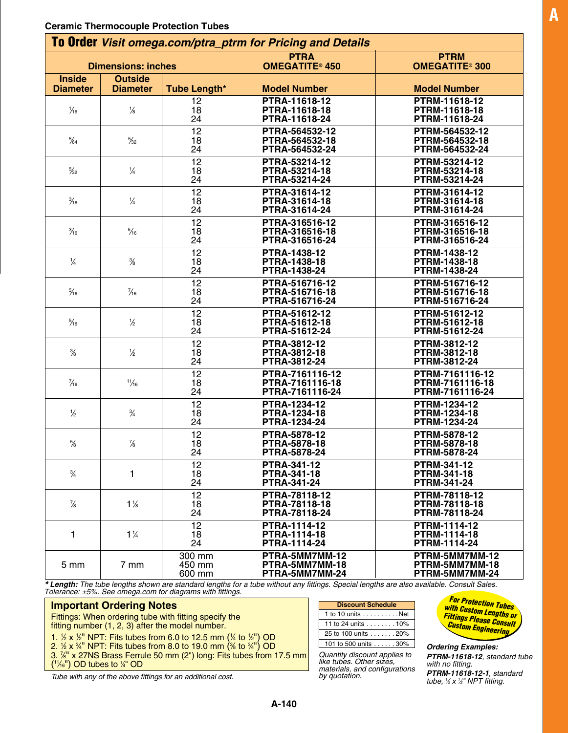## Ceramic Thermocouple Protection Tubes

### To Order *Visit omega.com/ptra_ptrm for Pricing and Details*

| Dimensions: inches | | | PTRA OMEGATITE® 450 | PTRM OMEGATITE® 300 |
|---|---|---|---|---|
| Inside Diameter | Outside Diameter | Tube Length* | Model Number | Model Number |
| 1⁄16 | 1⁄8 | 12<br>18<br>24 | PTRA-11618-12<br>PTRA-11618-18<br>PTRA-11618-24 | PTRM-11618-12<br>PTRM-11618-18<br>PTRM-11618-24 |
| 5⁄64 | 5⁄32 | 12<br>18<br>24 | PTRA-564532-12<br>PTRA-564532-18<br>PTRA-564532-24 | PTRM-564532-12<br>PTRM-564532-18<br>PTRM-564532-24 |
| 5⁄32 | 1⁄4 | 12<br>18<br>24 | PTRA-53214-12<br>PTRA-53214-18<br>PTRA-53214-24 | PTRM-53214-12<br>PTRM-53214-18<br>PTRM-53214-24 |
| 3⁄16 | 1⁄4 | 12<br>18<br>24 | PTRA-31614-12<br>PTRA-31614-18<br>PTRA-31614-24 | PTRM-31614-12<br>PTRM-31614-18<br>PTRM-31614-24 |
| 3⁄16 | 5⁄16 | 12<br>18<br>24 | PTRA-316516-12<br>PTRA-316516-18<br>PTRA-316516-24 | PTRM-316516-12<br>PTRM-316516-18<br>PTRM-316516-24 |
| 1⁄4 | 3⁄8 | 12<br>18<br>24 | PTRA-1438-12<br>PTRA-1438-18<br>PTRA-1438-24 | PTRM-1438-12<br>PTRM-1438-18<br>PTRM-1438-24 |
| 5⁄16 | 7⁄16 | 12<br>18<br>24 | PTRA-516716-12<br>PTRA-516716-18<br>PTRA-516716-24 | PTRM-516716-12<br>PTRM-516716-18<br>PTRM-516716-24 |
| 5⁄16 | 1⁄2 | 12<br>18<br>24 | PTRA-51612-12<br>PTRA-51612-18<br>PTRA-51612-24 | PTRM-51612-12<br>PTRM-51612-18<br>PTRM-51612-24 |
| 3⁄8 | 1⁄2 | 12<br>18<br>24 | PTRA-3812-12<br>PTRA-3812-18<br>PTRA-3812-24 | PTRM-3812-12<br>PTRM-3812-18<br>PTRM-3812-24 |
| 7⁄16 | 11⁄16 | 12<br>18<br>24 | PTRA-7161116-12<br>PTRA-7161116-18<br>PTRA-7161116-24 | PTRM-7161116-12<br>PTRM-7161116-18<br>PTRM-7161116-24 |
| 1⁄2 | 3⁄4 | 12<br>18<br>24 | PTRA-1234-12<br>PTRA-1234-18<br>PTRA-1234-24 | PTRM-1234-12<br>PTRM-1234-18<br>PTRM-1234-24 |
| 5⁄8 | 7⁄8 | 12<br>18<br>24 | PTRA-5878-12<br>PTRA-5878-18<br>PTRA-5878-24 | PTRM-5878-12<br>PTRM-5878-18<br>PTRM-5878-24 |
| 3⁄4 | 1 | 12<br>18<br>24 | PTRA-341-12<br>PTRA-341-18<br>PTRA-341-24 | PTRM-341-12<br>PTRM-341-18<br>PTRM-341-24 |
| 7⁄8 | 1 1⁄8 | 12<br>18<br>24 | PTRA-78118-12<br>PTRA-78118-18<br>PTRA-78118-24 | PTRM-78118-12<br>PTRM-78118-18<br>PTRM-78118-24 |
| 1 | 1 1⁄4 | 12<br>18<br>24 | PTRA-1114-12<br>PTRA-1114-18<br>PTRA-1114-24 | PTRM-1114-12<br>PTRM-1114-18<br>PTRM-1114-24 |
| 5 mm | 7 mm | 300 mm<br>450 mm<br>600 mm | PTRA-5MM7MM-12<br>PTRA-5MM7MM-18<br>PTRA-5MM7MM-24 | PTRM-5MM7MM-12<br>PTRM-5MM7MM-18<br>PTRM-5MM7MM-24 |

***\* Length:** The tube lengths shown are standard lengths for a tube without any fittings. Special lengths are also available. Consult Sales. Tolerance: ±5%. See omega.com for diagrams with fittings.*

### Important Ordering Notes

Fittings: When ordering tube with fitting specify the fitting number (1, 2, 3) after the model number.

1. 1⁄2 x 1⁄2" NPT: Fits tubes from 6.0 to 12.5 mm (1⁄4 to 1⁄2") OD
2. 1⁄2 x 3⁄4" NPT: Fits tubes from 8.0 to 19.0 mm (3⁄8 to 3⁄4") OD
3. 7⁄8" x 27NS Brass Ferrule 50 mm (2") long: Fits tubes from 17.5 mm (11⁄16") OD tubes to 1⁄4" OD

*Tube with any of the above fittings for an additional cost.*

| Discount Schedule |
|---|
| 1 to 10 units . . . . . . . . . . Net |
| 11 to 24 units . . . . . . . . 10% |
| 25 to 100 units . . . . . . . 20% |
| 101 to 500 units . . . . . . 30% |

*Quantity discount applies to like tubes. Other sizes, materials, and configurations by quotation.*

**For Protection Tubes with Custom Lengths or Fittings Please Consult Custom Engineering**

***Ordering Examples:***

***PTRM-11618-12****, standard tube with no fitting.*

***PTRM-11618-12-1****, standard tube, 1⁄2 x 1⁄2" NPT fitting.*